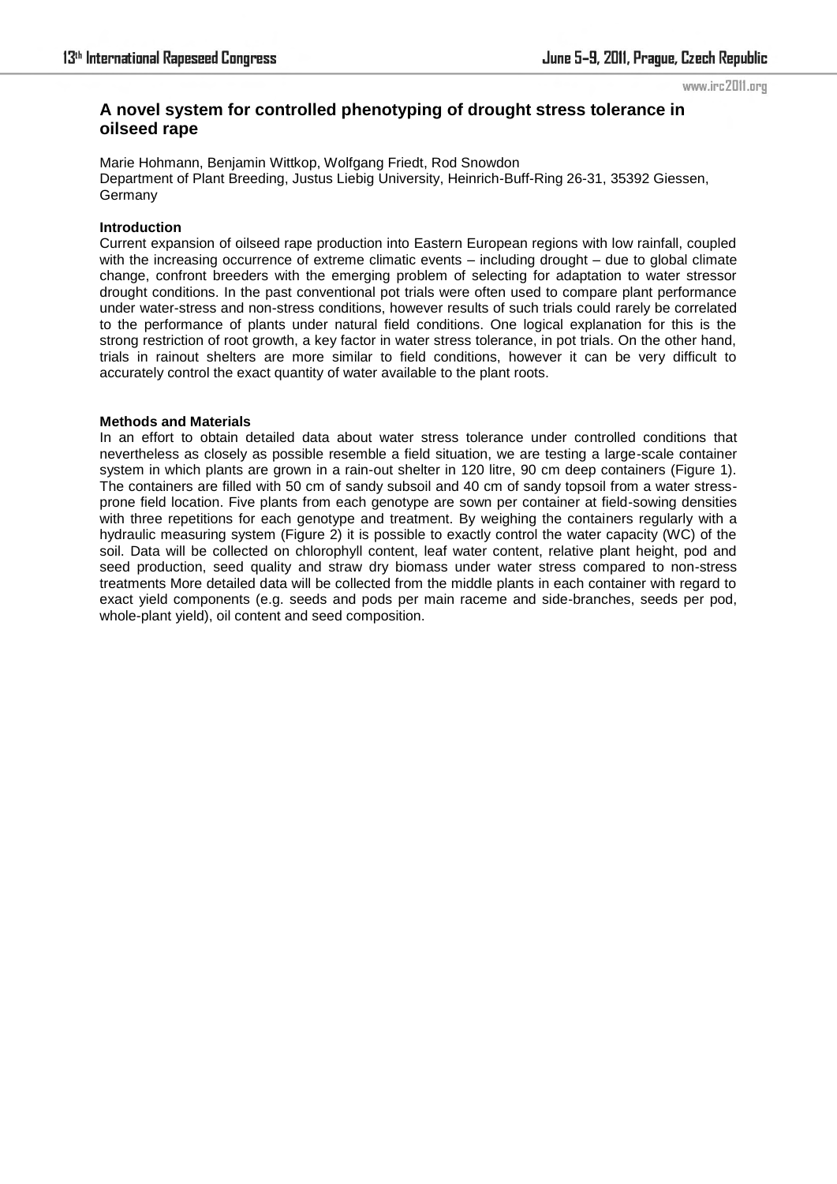# A novel system for controlled phenotyping of drought stress tolerance in oilseed rape

Marie Hohmann, Benjamin Wittkop, Wolfgang Friedt, Rod Snowdon
Department of Plant Breeding, Justus Liebig University, Heinrich-Buff-Ring 26-31, 35392 Giessen, Germany

## Introduction

Current expansion of oilseed rape production into Eastern European regions with low rainfall, coupled with the increasing occurrence of extreme climatic events – including drought – due to global climate change, confront breeders with the emerging problem of selecting for adaptation to water stressor drought conditions. In the past conventional pot trials were often used to compare plant performance under water-stress and non-stress conditions, however results of such trials could rarely be correlated to the performance of plants under natural field conditions. One logical explanation for this is the strong restriction of root growth, a key factor in water stress tolerance, in pot trials. On the other hand, trials in rainout shelters are more similar to field conditions, however it can be very difficult to accurately control the exact quantity of water available to the plant roots.

## Methods and Materials

In an effort to obtain detailed data about water stress tolerance under controlled conditions that nevertheless as closely as possible resemble a field situation, we are testing a large-scale container system in which plants are grown in a rain-out shelter in 120 litre, 90 cm deep containers (Figure 1). The containers are filled with 50 cm of sandy subsoil and 40 cm of sandy topsoil from a water stress-prone field location. Five plants from each genotype are sown per container at field-sowing densities with three repetitions for each genotype and treatment. By weighing the containers regularly with a hydraulic measuring system (Figure 2) it is possible to exactly control the water capacity (WC) of the soil. Data will be collected on chlorophyll content, leaf water content, relative plant height, pod and seed production, seed quality and straw dry biomass under water stress compared to non-stress treatments More detailed data will be collected from the middle plants in each container with regard to exact yield components (e.g. seeds and pods per main raceme and side-branches, seeds per pod, whole-plant yield), oil content and seed composition.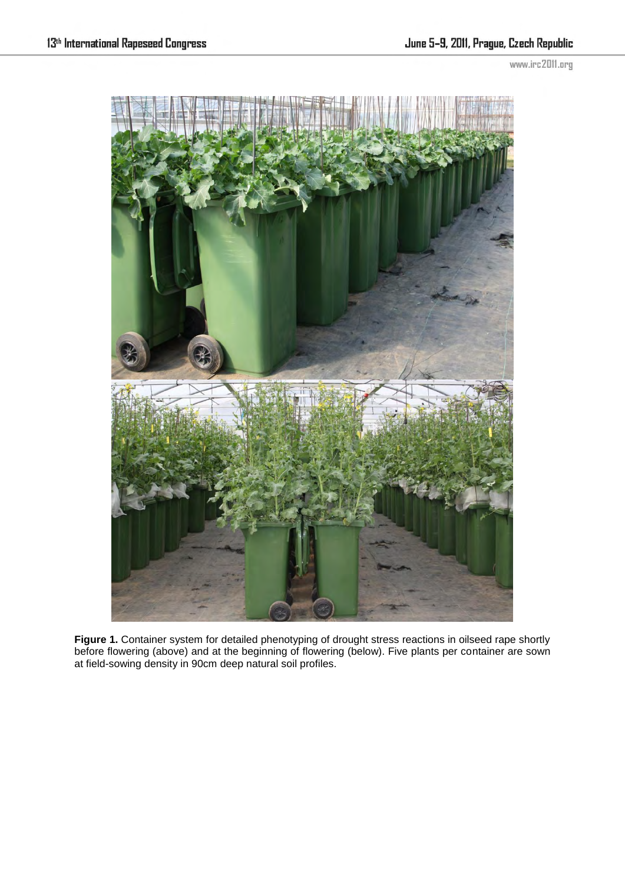**Figure 1.** Container system for detailed phenotyping of drought stress reactions in oilseed rape shortly before flowering (above) and at the beginning of flowering (below). Five plants per container are sown at field-sowing density in 90cm deep natural soil profiles.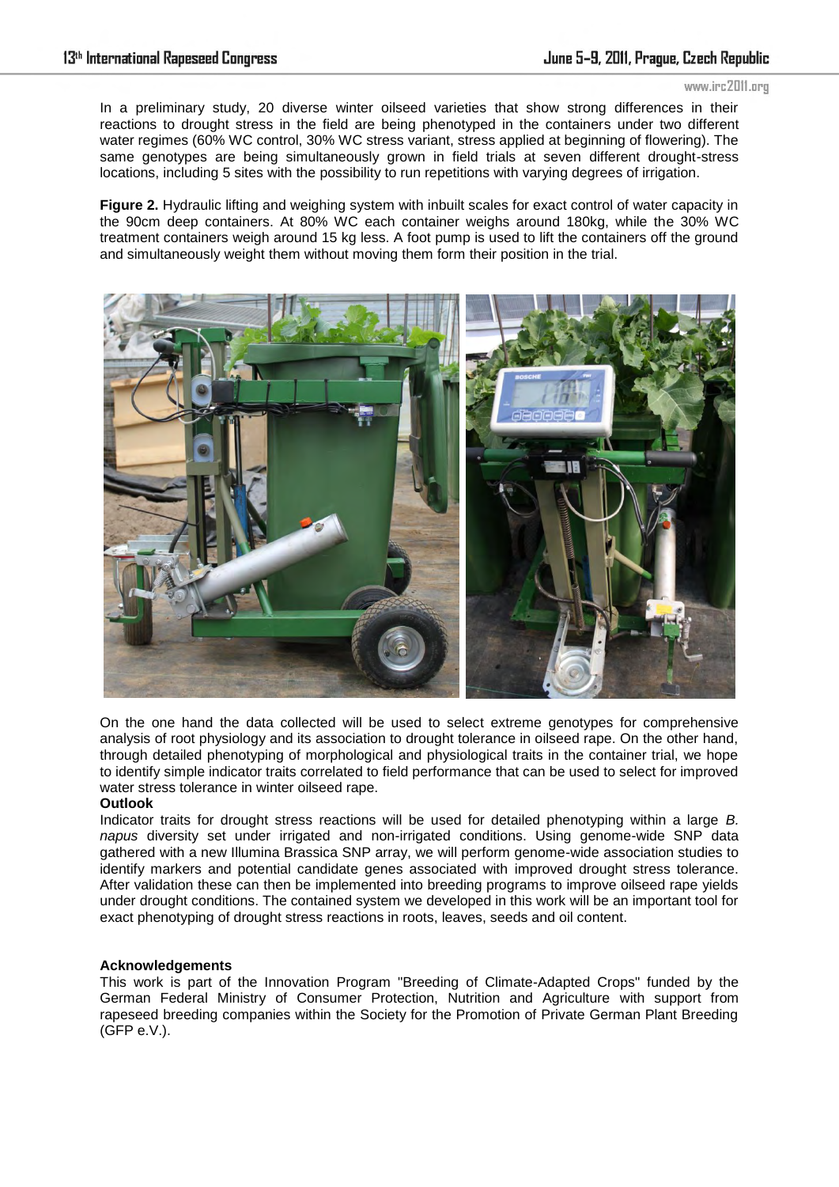In a preliminary study, 20 diverse winter oilseed varieties that show strong differences in their reactions to drought stress in the field are being phenotyped in the containers under two different water regimes (60% WC control, 30% WC stress variant, stress applied at beginning of flowering). The same genotypes are being simultaneously grown in field trials at seven different drought-stress locations, including 5 sites with the possibility to run repetitions with varying degrees of irrigation.

**Figure 2.** Hydraulic lifting and weighing system with inbuilt scales for exact control of water capacity in the 90cm deep containers. At 80% WC each container weighs around 180kg, while the 30% WC treatment containers weigh around 15 kg less. A foot pump is used to lift the containers off the ground and simultaneously weight them without moving them form their position in the trial.

On the one hand the data collected will be used to select extreme genotypes for comprehensive analysis of root physiology and its association to drought tolerance in oilseed rape. On the other hand, through detailed phenotyping of morphological and physiological traits in the container trial, we hope to identify simple indicator traits correlated to field performance that can be used to select for improved water stress tolerance in winter oilseed rape.

**Outlook**

Indicator traits for drought stress reactions will be used for detailed phenotyping within a large *B. napus* diversity set under irrigated and non-irrigated conditions. Using genome-wide SNP data gathered with a new Illumina Brassica SNP array, we will perform genome-wide association studies to identify markers and potential candidate genes associated with improved drought stress tolerance. After validation these can then be implemented into breeding programs to improve oilseed rape yields under drought conditions. The contained system we developed in this work will be an important tool for exact phenotyping of drought stress reactions in roots, leaves, seeds and oil content.

**Acknowledgements**

This work is part of the Innovation Program "Breeding of Climate-Adapted Crops" funded by the German Federal Ministry of Consumer Protection, Nutrition and Agriculture with support from rapeseed breeding companies within the Society for the Promotion of Private German Plant Breeding (GFP e.V.).